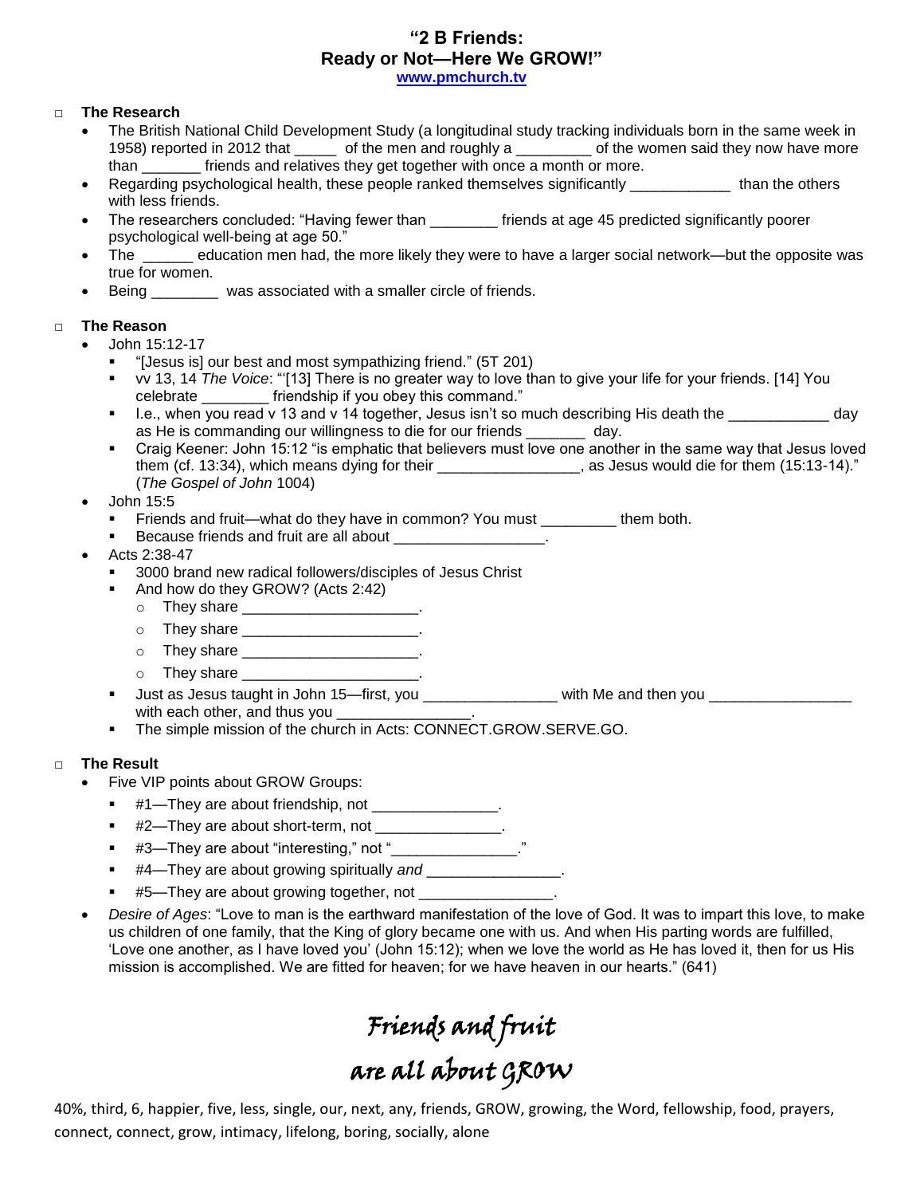# "2 B Friends:
# Ready or Not—Here We GROW!"

www.pmchurch.tv

## The Research

- The British National Child Development Study (a longitudinal study tracking individuals born in the same week in 1958) reported in 2012 that _____ of the men and roughly a _________ of the women said they now have more than _______ friends and relatives they get together with once a month or more.
- Regarding psychological health, these people ranked themselves significantly ____________ than the others with less friends.
- The researchers concluded: "Having fewer than ________ friends at age 45 predicted significantly poorer psychological well-being at age 50."
- The ______ education men had, the more likely they were to have a larger social network—but the opposite was true for women.
- Being ________ was associated with a smaller circle of friends.

## The Reason

- John 15:12-17
  - "[Jesus is] our best and most sympathizing friend." (5T 201)
  - vv 13, 14 *The Voice*: "'[13] There is no greater way to love than to give your life for your friends. [14] You celebrate ________ friendship if you obey this command."
  - I.e., when you read v 13 and v 14 together, Jesus isn't so much describing His death the ____________ day as He is commanding our willingness to die for our friends _______ day.
  - Craig Keener: John 15:12 "is emphatic that believers must love one another in the same way that Jesus loved them (cf. 13:34), which means dying for their _________________, as Jesus would die for them (15:13-14)." (*The Gospel of John* 1004)
- John 15:5
  - Friends and fruit—what do they have in common? You must _________ them both.
  - Because friends and fruit are all about __________________.
- Acts 2:38-47
  - 3000 brand new radical followers/disciples of Jesus Christ
  - And how do they GROW? (Acts 2:42)
    - They share _____________________.
    - They share _____________________.
    - They share _____________________.
    - They share _____________________.
  - Just as Jesus taught in John 15—first, you ________________ with Me and then you _________________ with each other, and thus you ________________.
  - The simple mission of the church in Acts: CONNECT.GROW.SERVE.GO.

## The Result

- Five VIP points about GROW Groups:
  - #1—They are about friendship, not _______________.
  - #2—They are about short-term, not _______________.
  - #3—They are about "interesting," not "_______________."
  - #4—They are about growing spiritually *and* ________________.
  - #5—They are about growing together, not ________________.
- *Desire of Ages*: "Love to man is the earthward manifestation of the love of God. It was to impart this love, to make us children of one family, that the King of glory became one with us. And when His parting words are fulfilled, 'Love one another, as I have loved you' (John 15:12); when we love the world as He has loved it, then for us His mission is accomplished. We are fitted for heaven; for we have heaven in our hearts." (641)

*Friends and fruit*
*are all about GROW*

40%, third, 6, happier, five, less, single, our, next, any, friends, GROW, growing, the Word, fellowship, food, prayers, connect, connect, grow, intimacy, lifelong, boring, socially, alone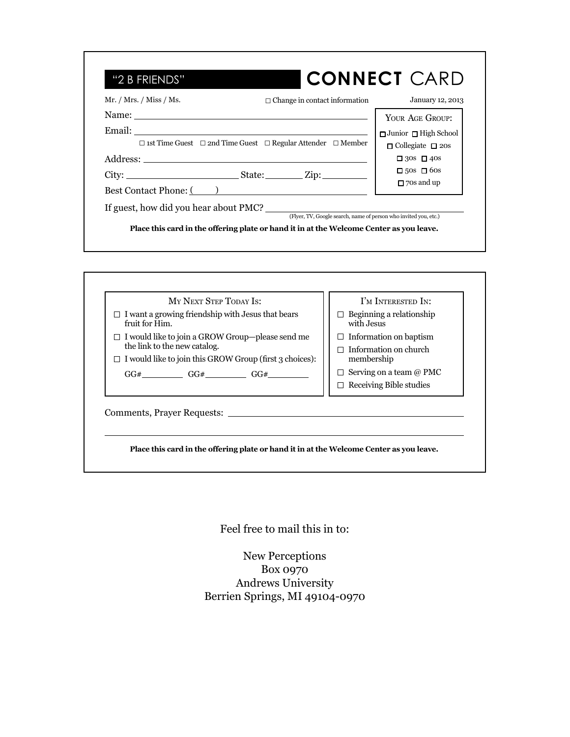## "2 B FRIENDS" CONNECT CARD

Mr. / Mrs. / Miss / Ms. ☐ Change in contact information January 12, 2013

Name: ______________________________

Email: ______________________________

☐ 1st Time Guest ☐ 2nd Time Guest ☐ Regular Attender ☐ Member

Address: ______________________________

City: ______________ State: ________ Zip: ________

Best Contact Phone: (____) ______________________

**Your Age Group:**

☐ Junior ☐ High School
☐ Collegiate ☐ 20s
☐ 30s ☐ 40s
☐ 50s ☐ 60s
☐ 70s and up

If guest, how did you hear about PMC? ______________________________
(Flyer, TV, Google search, name of person who invited you, etc.)

**Place this card in the offering plate or hand it in at the Welcome Center as you leave.**

---

**My Next Step Today Is:**

- ☐ I want a growing friendship with Jesus that bears fruit for Him.
- ☐ I would like to join a GROW Group—please send me the link to the new catalog.
- ☐ I would like to join this GROW Group (first 3 choices):

GG#________ GG#________ GG#________

**I'm Interested In:**

- ☐ Beginning a relationship with Jesus
- ☐ Information on baptism
- ☐ Information on church membership
- ☐ Serving on a team @ PMC
- ☐ Receiving Bible studies

Comments, Prayer Requests: ______________________________

______________________________

**Place this card in the offering plate or hand it in at the Welcome Center as you leave.**

---

Feel free to mail this in to:

New Perceptions
Box 0970
Andrews University
Berrien Springs, MI 49104-0970